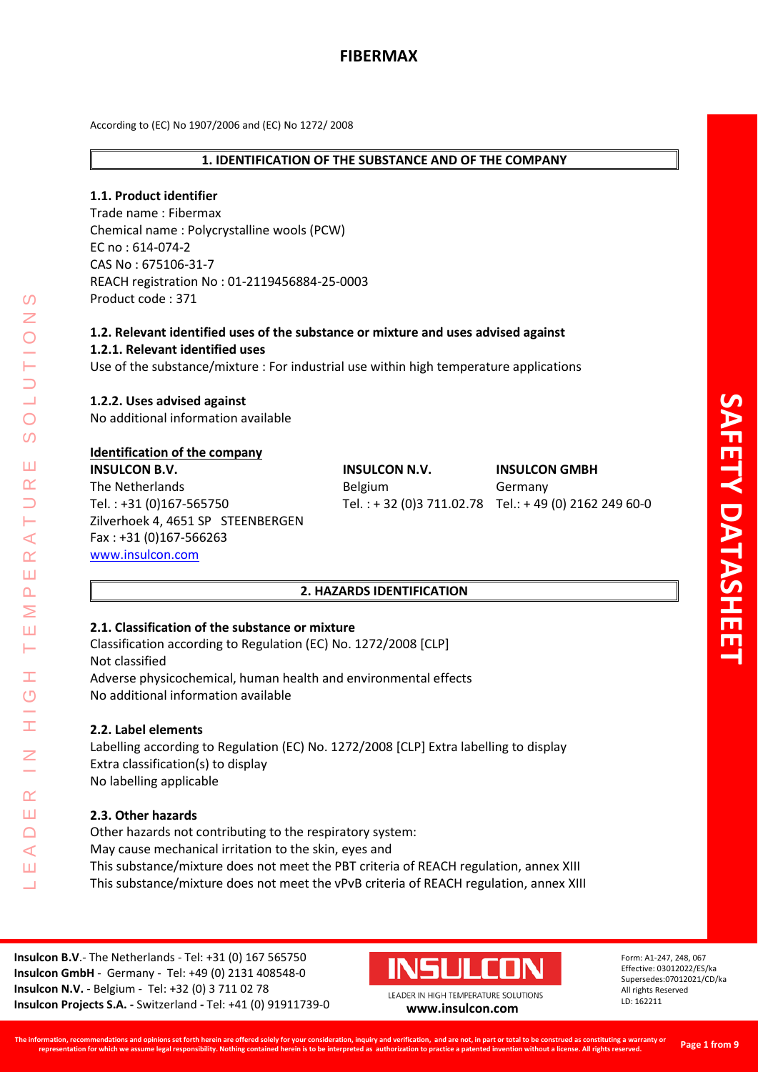# FIBERMAX

According to (EC) No 1907/2006 and (EC) No 1272/ 2008

## 1. IDENTIFICATION OF THE SUBSTANCE AND OF THE COMPANY

### 1.1. Product identifier

Trade name : Fibermax
Chemical name : Polycrystalline wools (PCW)
EC no : 614-074-2
CAS No : 675106-31-7
REACH registration No : 01-2119456884-25-0003
Product code : 371

### 1.2. Relevant identified uses of the substance or mixture and uses advised against

**1.2.1. Relevant identified uses**

Use of the substance/mixture : For industrial use within high temperature applications

**1.2.2. Uses advised against**

No additional information available

**Identification of the company**

**INSULCON B.V.**
The Netherlands
Tel. : +31 (0)167-565750
Zilverhoek 4, 4651 SP STEENBERGEN
Fax : +31 (0)167-566263
www.insulcon.com

**INSULCON N.V.**
Belgium
Tel. : + 32 (0)3 711.02.78

**INSULCON GMBH**
Germany
Tel.: + 49 (0) 2162 249 60-0

## 2. HAZARDS IDENTIFICATION

### 2.1. Classification of the substance or mixture

Classification according to Regulation (EC) No. 1272/2008 [CLP]
Not classified
Adverse physicochemical, human health and environmental effects
No additional information available

### 2.2. Label elements

Labelling according to Regulation (EC) No. 1272/2008 [CLP] Extra labelling to display
Extra classification(s) to display
No labelling applicable

### 2.3. Other hazards

Other hazards not contributing to the respiratory system:
May cause mechanical irritation to the skin, eyes and
This substance/mixture does not meet the PBT criteria of REACH regulation, annex XIII
This substance/mixture does not meet the vPvB criteria of REACH regulation, annex XIII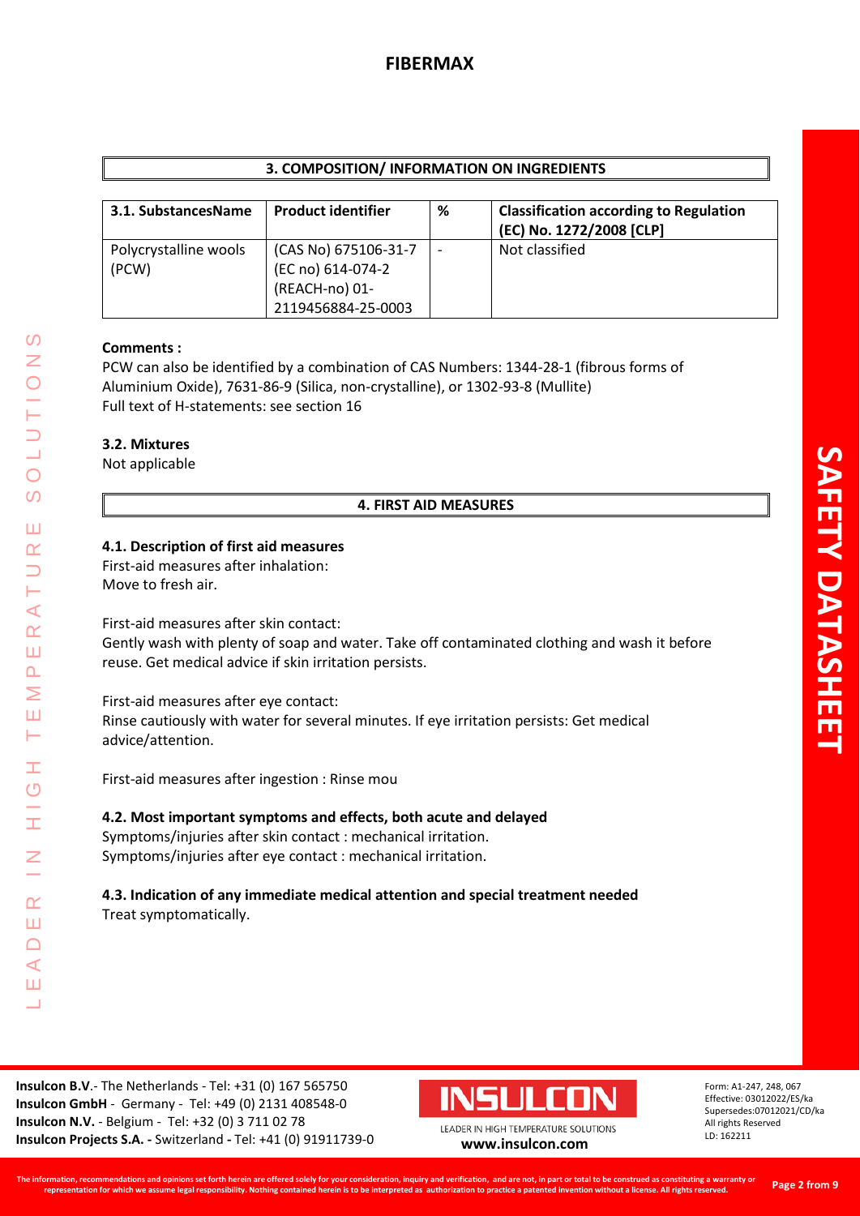## 3. COMPOSITION/ INFORMATION ON INGREDIENTS

| 3.1. SubstancesName | Product identifier | % | Classification according to Regulation (EC) No. 1272/2008 [CLP] |
|---|---|---|---|
| Polycrystalline wools (PCW) | (CAS No) 675106-31-7 (EC no) 614-074-2 (REACH-no) 01-2119456884-25-0003 | - | Not classified |

**Comments :**
PCW can also be identified by a combination of CAS Numbers: 1344-28-1 (fibrous forms of Aluminium Oxide), 7631-86-9 (Silica, non-crystalline), or 1302-93-8 (Mullite)
Full text of H-statements: see section 16

**3.2. Mixtures**
Not applicable

## 4. FIRST AID MEASURES

**4.1. Description of first aid measures**
First-aid measures after inhalation:
Move to fresh air.

First-aid measures after skin contact:
Gently wash with plenty of soap and water. Take off contaminated clothing and wash it before reuse. Get medical advice if skin irritation persists.

First-aid measures after eye contact:
Rinse cautiously with water for several minutes. If eye irritation persists: Get medical advice/attention.

First-aid measures after ingestion : Rinse mou

**4.2. Most important symptoms and effects, both acute and delayed**
Symptoms/injuries after skin contact : mechanical irritation.
Symptoms/injuries after eye contact : mechanical irritation.

**4.3. Indication of any immediate medical attention and special treatment needed**
Treat symptomatically.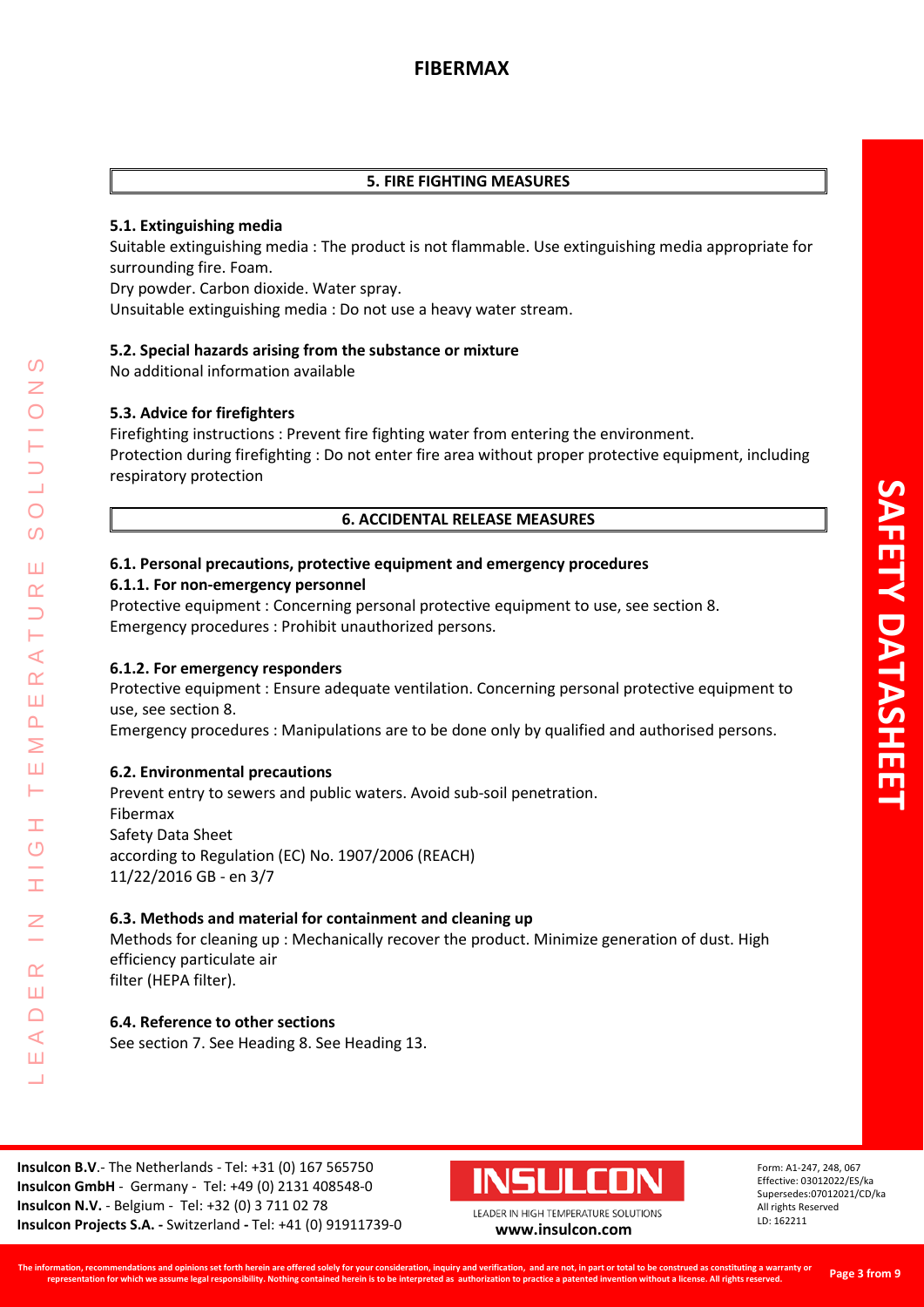## 5. FIRE FIGHTING MEASURES

### 5.1. Extinguishing media

Suitable extinguishing media : The product is not flammable. Use extinguishing media appropriate for surrounding fire. Foam.
Dry powder. Carbon dioxide. Water spray.
Unsuitable extinguishing media : Do not use a heavy water stream.

### 5.2. Special hazards arising from the substance or mixture

No additional information available

### 5.3. Advice for firefighters

Firefighting instructions : Prevent fire fighting water from entering the environment.
Protection during firefighting : Do not enter fire area without proper protective equipment, including respiratory protection

## 6. ACCIDENTAL RELEASE MEASURES

### 6.1. Personal precautions, protective equipment and emergency procedures

#### 6.1.1. For non-emergency personnel

Protective equipment : Concerning personal protective equipment to use, see section 8.
Emergency procedures : Prohibit unauthorized persons.

#### 6.1.2. For emergency responders

Protective equipment : Ensure adequate ventilation. Concerning personal protective equipment to use, see section 8.
Emergency procedures : Manipulations are to be done only by qualified and authorised persons.

### 6.2. Environmental precautions

Prevent entry to sewers and public waters. Avoid sub-soil penetration.
Fibermax
Safety Data Sheet
according to Regulation (EC) No. 1907/2006 (REACH)
11/22/2016 GB - en 3/7

### 6.3. Methods and material for containment and cleaning up

Methods for cleaning up : Mechanically recover the product. Minimize generation of dust. High efficiency particulate air
filter (HEPA filter).

### 6.4. Reference to other sections

See section 7. See Heading 8. See Heading 13.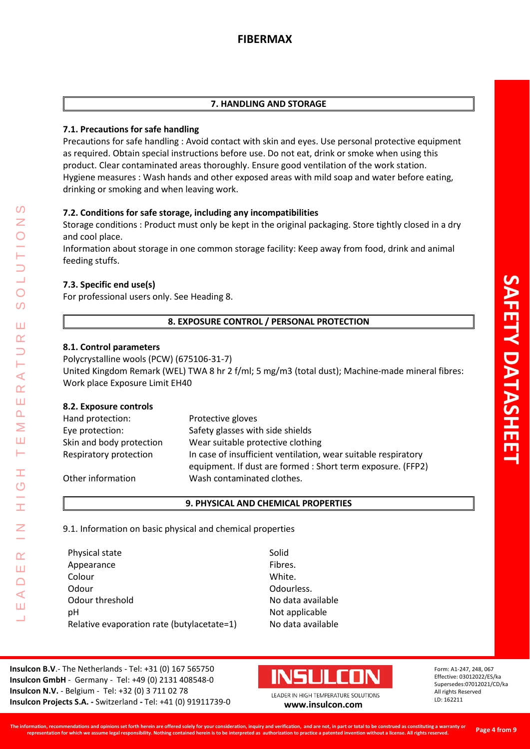## 7. HANDLING AND STORAGE

### 7.1. Precautions for safe handling

Precautions for safe handling : Avoid contact with skin and eyes. Use personal protective equipment as required. Obtain special instructions before use. Do not eat, drink or smoke when using this product. Clear contaminated areas thoroughly. Ensure good ventilation of the work station.
Hygiene measures : Wash hands and other exposed areas with mild soap and water before eating, drinking or smoking and when leaving work.

### 7.2. Conditions for safe storage, including any incompatibilities

Storage conditions : Product must only be kept in the original packaging. Store tightly closed in a dry and cool place.
Information about storage in one common storage facility: Keep away from food, drink and animal feeding stuffs.

### 7.3. Specific end use(s)

For professional users only. See Heading 8.

## 8. EXPOSURE CONTROL / PERSONAL PROTECTION

### 8.1. Control parameters

Polycrystalline wools (PCW) (675106-31-7)
United Kingdom Remark (WEL) TWA 8 hr 2 f/ml; 5 mg/m3 (total dust); Machine-made mineral fibres: Work place Exposure Limit EH40

### 8.2. Exposure controls

| | |
|---|---|
| Hand protection: | Protective gloves |
| Eye protection: | Safety glasses with side shields |
| Skin and body protection | Wear suitable protective clothing |
| Respiratory protection | In case of insufficient ventilation, wear suitable respiratory equipment. If dust are formed : Short term exposure. (FFP2) |
| Other information | Wash contaminated clothes. |

## 9. PHYSICAL AND CHEMICAL PROPERTIES

9.1. Information on basic physical and chemical properties

| | |
|---|---|
| Physical state | Solid |
| Appearance | Fibres. |
| Colour | White. |
| Odour | Odourless. |
| Odour threshold | No data available |
| pH | Not applicable |
| Relative evaporation rate (butylacetate=1) | No data available |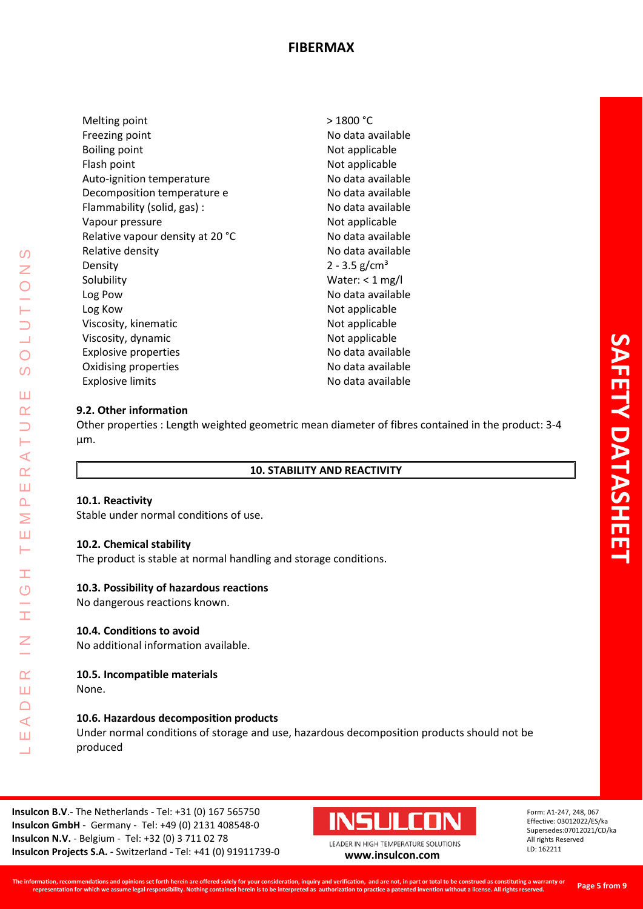| Property | Value |
| --- | --- |
| Melting point | > 1800 °C |
| Freezing point | No data available |
| Boiling point | Not applicable |
| Flash point | Not applicable |
| Auto-ignition temperature | No data available |
| Decomposition temperature e | No data available |
| Flammability (solid, gas) : | No data available |
| Vapour pressure | Not applicable |
| Relative vapour density at 20 °C | No data available |
| Relative density | No data available |
| Density | 2 - 3.5 g/cm³ |
| Solubility | Water: < 1 mg/l |
| Log Pow | No data available |
| Log Kow | Not applicable |
| Viscosity, kinematic | Not applicable |
| Viscosity, dynamic | Not applicable |
| Explosive properties | No data available |
| Oxidising properties | No data available |
| Explosive limits | No data available |

### 9.2. Other information

Other properties : Length weighted geometric mean diameter of fibres contained in the product: 3-4 µm.

## 10. STABILITY AND REACTIVITY

### 10.1. Reactivity

Stable under normal conditions of use.

### 10.2. Chemical stability

The product is stable at normal handling and storage conditions.

### 10.3. Possibility of hazardous reactions

No dangerous reactions known.

### 10.4. Conditions to avoid

No additional information available.

### 10.5. Incompatible materials

None.

### 10.6. Hazardous decomposition products

Under normal conditions of storage and use, hazardous decomposition products should not be produced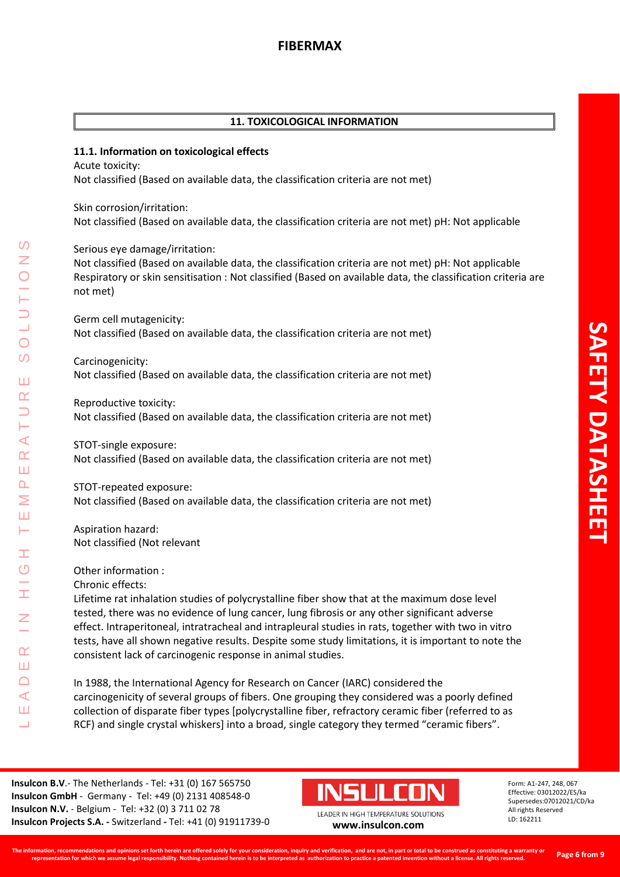## 11. TOXICOLOGICAL INFORMATION

### 11.1. Information on toxicological effects

Acute toxicity:
Not classified (Based on available data, the classification criteria are not met)

Skin corrosion/irritation:
Not classified (Based on available data, the classification criteria are not met) pH: Not applicable

Serious eye damage/irritation:
Not classified (Based on available data, the classification criteria are not met) pH: Not applicable
Respiratory or skin sensitisation : Not classified (Based on available data, the classification criteria are not met)

Germ cell mutagenicity:
Not classified (Based on available data, the classification criteria are not met)

Carcinogenicity:
Not classified (Based on available data, the classification criteria are not met)

Reproductive toxicity:
Not classified (Based on available data, the classification criteria are not met)

STOT-single exposure:
Not classified (Based on available data, the classification criteria are not met)

STOT-repeated exposure:
Not classified (Based on available data, the classification criteria are not met)

Aspiration hazard:
Not classified (Not relevant

Other information :
Chronic effects:
Lifetime rat inhalation studies of polycrystalline fiber show that at the maximum dose level tested, there was no evidence of lung cancer, lung fibrosis or any other significant adverse effect. Intraperitoneal, intratracheal and intrapleural studies in rats, together with two in vitro tests, have all shown negative results. Despite some study limitations, it is important to note the consistent lack of carcinogenic response in animal studies.

In 1988, the International Agency for Research on Cancer (IARC) considered the carcinogenicity of several groups of fibers. One grouping they considered was a poorly defined collection of disparate fiber types [polycrystalline fiber, refractory ceramic fiber (referred to as RCF) and single crystal whiskers] into a broad, single category they termed "ceramic fibers".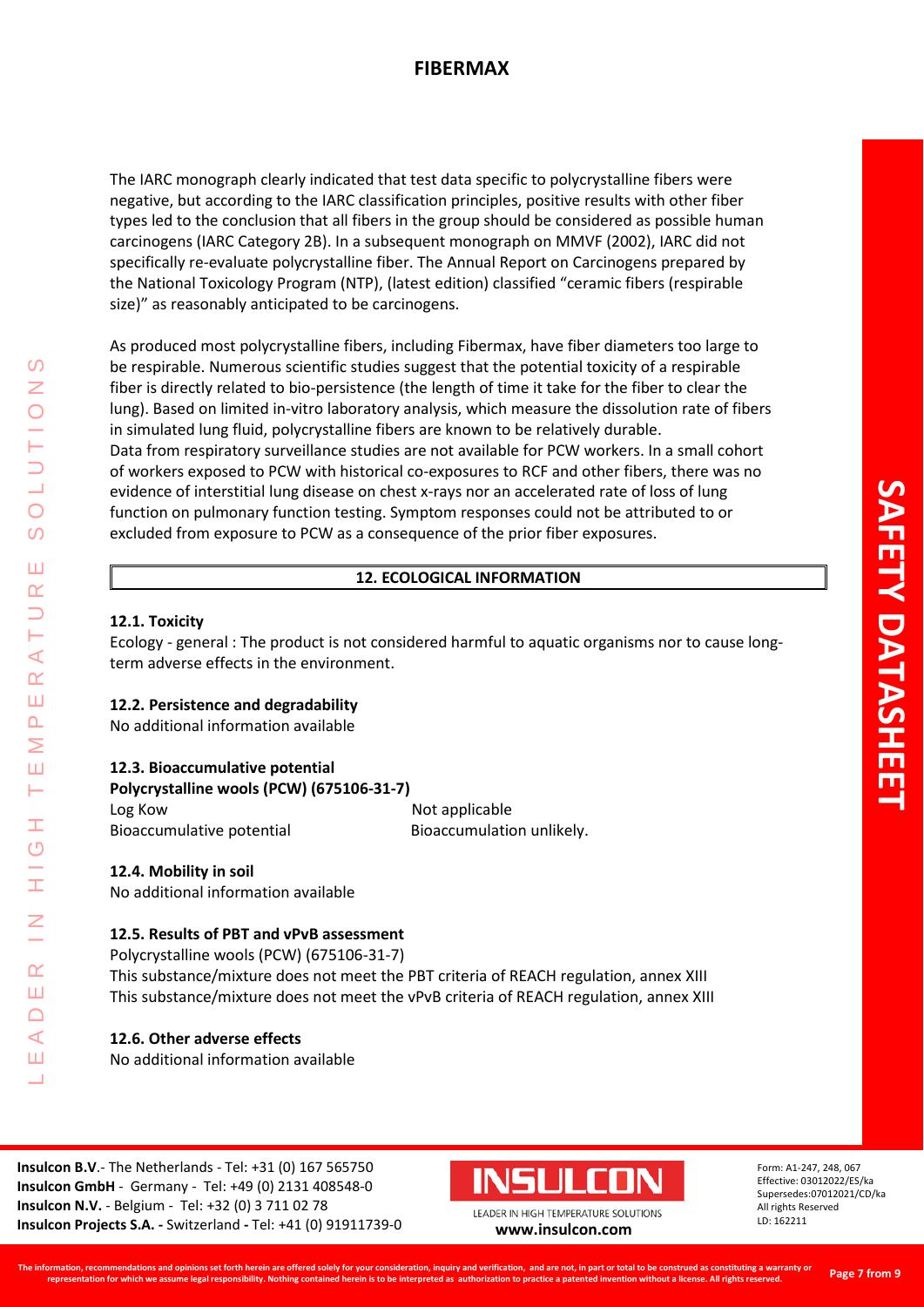The IARC monograph clearly indicated that test data specific to polycrystalline fibers were negative, but according to the IARC classification principles, positive results with other fiber types led to the conclusion that all fibers in the group should be considered as possible human carcinogens (IARC Category 2B). In a subsequent monograph on MMVF (2002), IARC did not specifically re-evaluate polycrystalline fiber. The Annual Report on Carcinogens prepared by the National Toxicology Program (NTP), (latest edition) classified "ceramic fibers (respirable size)" as reasonably anticipated to be carcinogens.

As produced most polycrystalline fibers, including Fibermax, have fiber diameters too large to be respirable. Numerous scientific studies suggest that the potential toxicity of a respirable fiber is directly related to bio-persistence (the length of time it take for the fiber to clear the lung). Based on limited in-vitro laboratory analysis, which measure the dissolution rate of fibers in simulated lung fluid, polycrystalline fibers are known to be relatively durable.
Data from respiratory surveillance studies are not available for PCW workers. In a small cohort of workers exposed to PCW with historical co-exposures to RCF and other fibers, there was no evidence of interstitial lung disease on chest x-rays nor an accelerated rate of loss of lung function on pulmonary function testing. Symptom responses could not be attributed to or excluded from exposure to PCW as a consequence of the prior fiber exposures.

## 12. ECOLOGICAL INFORMATION

### 12.1. Toxicity

Ecology - general : The product is not considered harmful to aquatic organisms nor to cause long-term adverse effects in the environment.

### 12.2. Persistence and degradability

No additional information available

### 12.3. Bioaccumulative potential

**Polycrystalline wools (PCW) (675106-31-7)**

| | |
|---|---|
| Log Kow | Not applicable |
| Bioaccumulative potential | Bioaccumulation unlikely. |

### 12.4. Mobility in soil

No additional information available

### 12.5. Results of PBT and vPvB assessment

Polycrystalline wools (PCW) (675106-31-7)
This substance/mixture does not meet the PBT criteria of REACH regulation, annex XIII
This substance/mixture does not meet the vPvB criteria of REACH regulation, annex XIII

### 12.6. Other adverse effects

No additional information available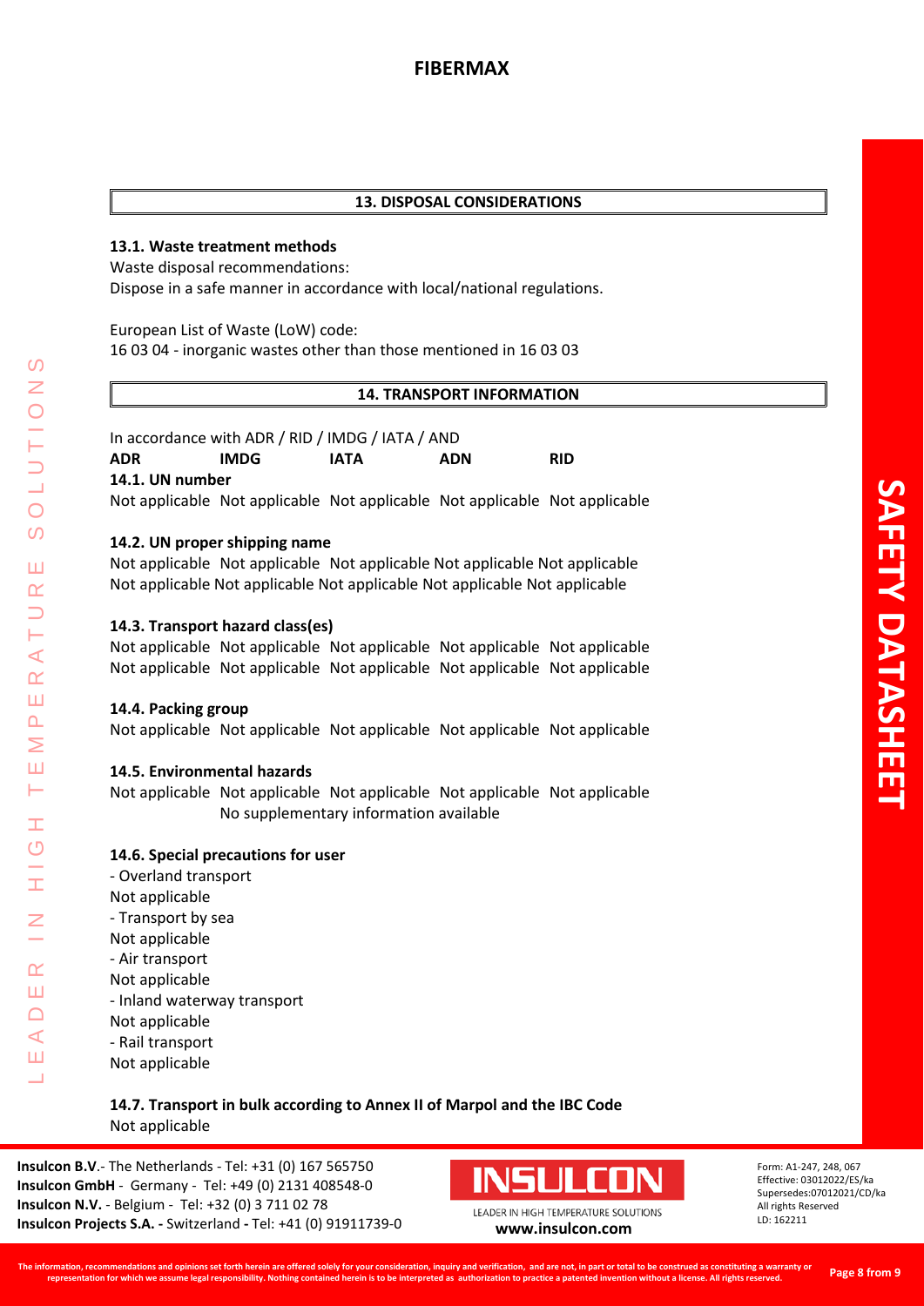## 13. DISPOSAL CONSIDERATIONS

**13.1. Waste treatment methods**

Waste disposal recommendations:
Dispose in a safe manner in accordance with local/national regulations.

European List of Waste (LoW) code:
16 03 04 - inorganic wastes other than those mentioned in 16 03 03

## 14. TRANSPORT INFORMATION

In accordance with ADR / RID / IMDG / IATA / AND

| | ADR | IMDG | IATA | ADN | RID |
|---|---|---|---|---|---|
| **14.1. UN number** | Not applicable | Not applicable | Not applicable | Not applicable | Not applicable |
| **14.2. UN proper shipping name** | Not applicable | Not applicable | Not applicable | Not applicable | Not applicable |
| | Not applicable | Not applicable | Not applicable | Not applicable | Not applicable |
| **14.3. Transport hazard class(es)** | Not applicable | Not applicable | Not applicable | Not applicable | Not applicable |
| | Not applicable | Not applicable | Not applicable | Not applicable | Not applicable |
| **14.4. Packing group** | Not applicable | Not applicable | Not applicable | Not applicable | Not applicable |
| **14.5. Environmental hazards** | Not applicable | Not applicable | Not applicable | Not applicable | Not applicable |

No supplementary information available

**14.6. Special precautions for user**

- Overland transport

Not applicable

- Transport by sea

Not applicable

- Air transport

Not applicable

- Inland waterway transport

Not applicable

- Rail transport

Not applicable

**14.7. Transport in bulk according to Annex II of Marpol and the IBC Code**

Not applicable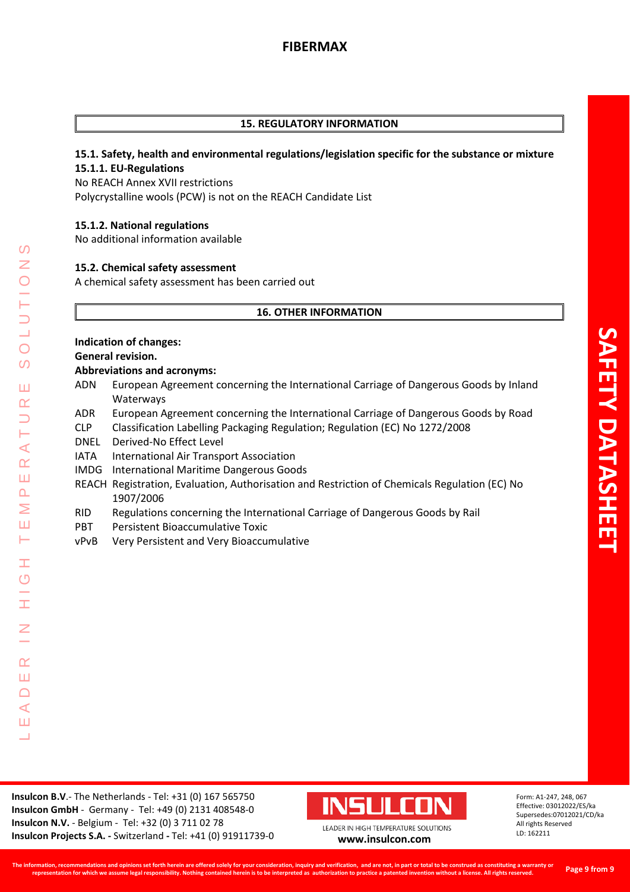## 15. REGULATORY INFORMATION

### 15.1. Safety, health and environmental regulations/legislation specific for the substance or mixture

#### 15.1.1. EU-Regulations

No REACH Annex XVII restrictions

Polycrystalline wools (PCW) is not on the REACH Candidate List

#### 15.1.2. National regulations

No additional information available

### 15.2. Chemical safety assessment

A chemical safety assessment has been carried out

## 16. OTHER INFORMATION

**Indication of changes:**

**General revision.**

**Abbreviations and acronyms:**

| | |
|---|---|
| ADN | European Agreement concerning the International Carriage of Dangerous Goods by Inland Waterways |
| ADR | European Agreement concerning the International Carriage of Dangerous Goods by Road |
| CLP | Classification Labelling Packaging Regulation; Regulation (EC) No 1272/2008 |
| DNEL | Derived-No Effect Level |
| IATA | International Air Transport Association |
| IMDG | International Maritime Dangerous Goods |
| REACH | Registration, Evaluation, Authorisation and Restriction of Chemicals Regulation (EC) No 1907/2006 |
| RID | Regulations concerning the International Carriage of Dangerous Goods by Rail |
| PBT | Persistent Bioaccumulative Toxic |
| vPvB | Very Persistent and Very Bioaccumulative |